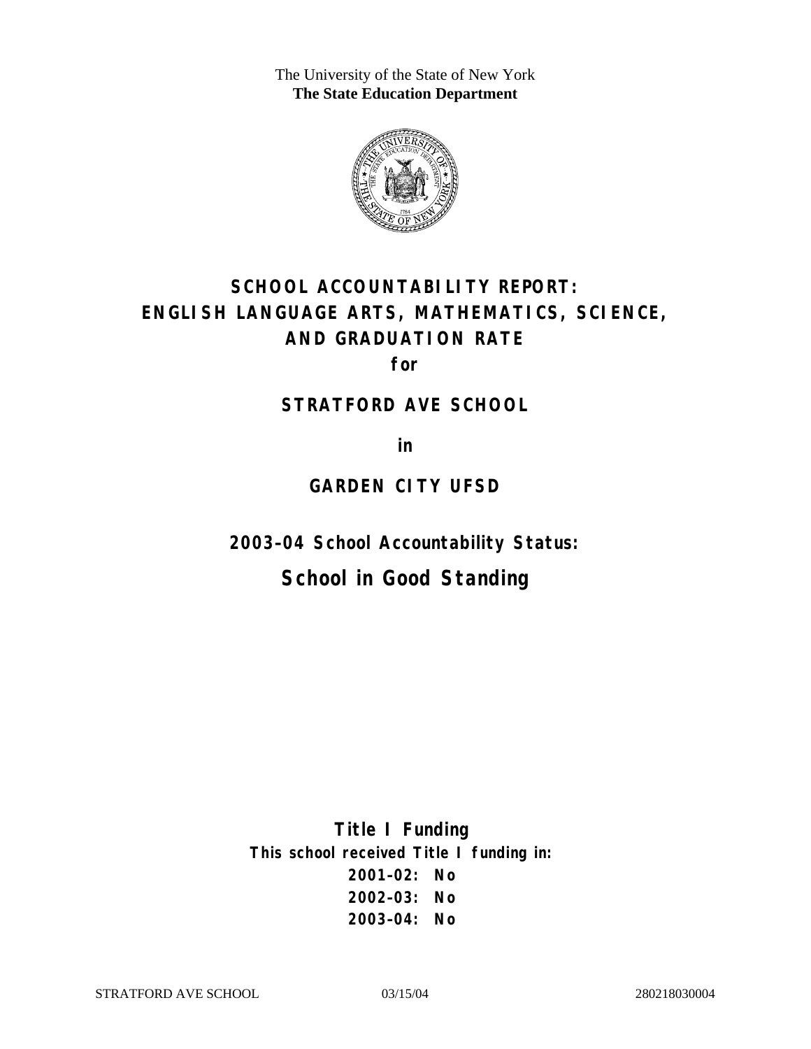The University of the State of New York
**The State Education Department**

# SCHOOL ACCOUNTABILITY REPORT: ENGLISH LANGUAGE ARTS, MATHEMATICS, SCIENCE, AND GRADUATION RATE

**for**

## STRATFORD AVE SCHOOL

**in**

## GARDEN CITY UFSD

**2003–04 School Accountability Status:**

## School in Good Standing

**Title I Funding**

**This school received Title I funding in:**

**2001–02: No**
**2002–03: No**
**2003–04: No**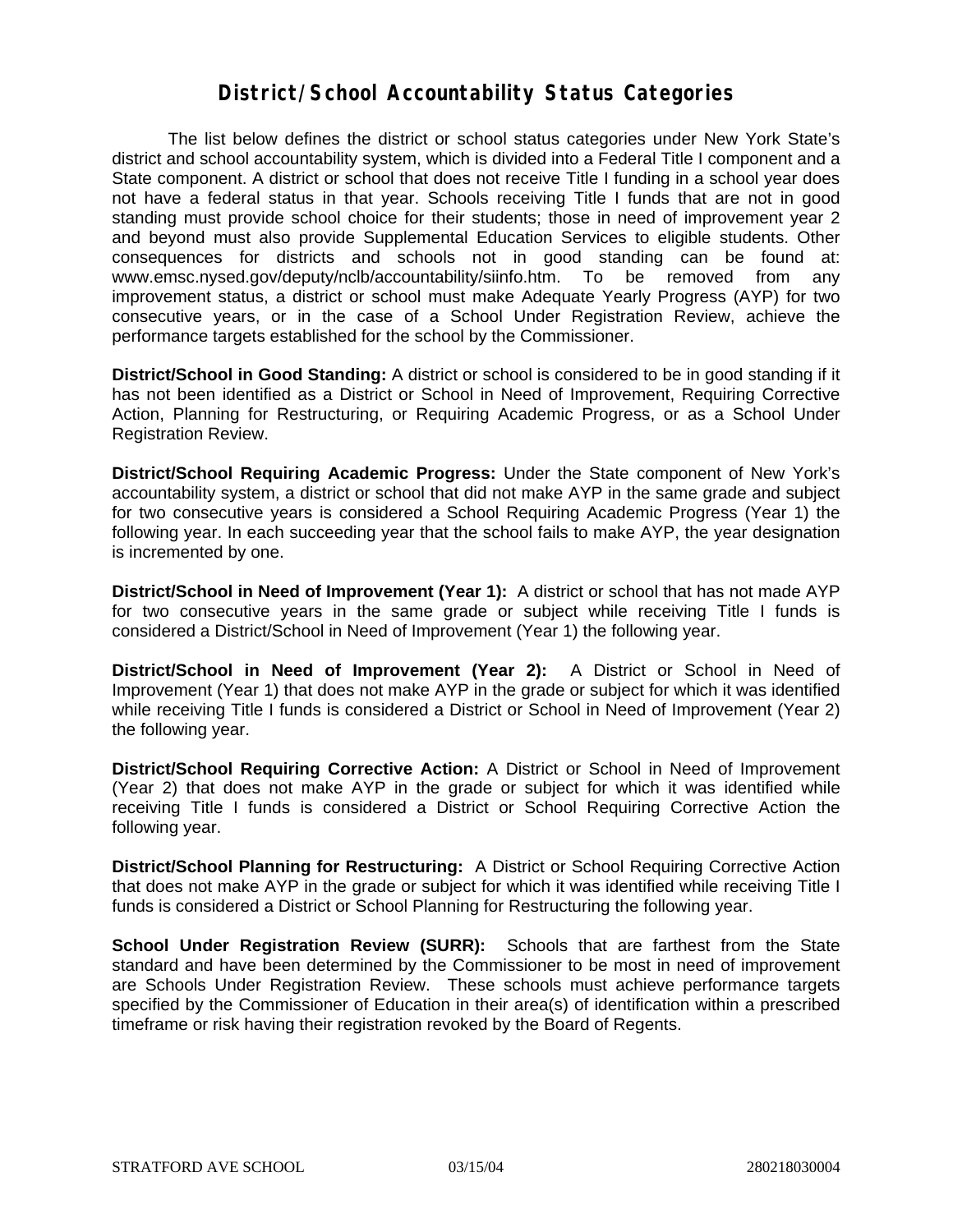# District/School Accountability Status Categories

The list below defines the district or school status categories under New York State's district and school accountability system, which is divided into a Federal Title I component and a State component. A district or school that does not receive Title I funding in a school year does not have a federal status in that year. Schools receiving Title I funds that are not in good standing must provide school choice for their students; those in need of improvement year 2 and beyond must also provide Supplemental Education Services to eligible students. Other consequences for districts and schools not in good standing can be found at: www.emsc.nysed.gov/deputy/nclb/accountability/siinfo.htm. To be removed from any improvement status, a district or school must make Adequate Yearly Progress (AYP) for two consecutive years, or in the case of a School Under Registration Review, achieve the performance targets established for the school by the Commissioner.

**District/School in Good Standing:** A district or school is considered to be in good standing if it has not been identified as a District or School in Need of Improvement, Requiring Corrective Action, Planning for Restructuring, or Requiring Academic Progress, or as a School Under Registration Review.

**District/School Requiring Academic Progress:** Under the State component of New York's accountability system, a district or school that did not make AYP in the same grade and subject for two consecutive years is considered a School Requiring Academic Progress (Year 1) the following year. In each succeeding year that the school fails to make AYP, the year designation is incremented by one.

**District/School in Need of Improvement (Year 1):** A district or school that has not made AYP for two consecutive years in the same grade or subject while receiving Title I funds is considered a District/School in Need of Improvement (Year 1) the following year.

**District/School in Need of Improvement (Year 2):** A District or School in Need of Improvement (Year 1) that does not make AYP in the grade or subject for which it was identified while receiving Title I funds is considered a District or School in Need of Improvement (Year 2) the following year.

**District/School Requiring Corrective Action:** A District or School in Need of Improvement (Year 2) that does not make AYP in the grade or subject for which it was identified while receiving Title I funds is considered a District or School Requiring Corrective Action the following year.

**District/School Planning for Restructuring:** A District or School Requiring Corrective Action that does not make AYP in the grade or subject for which it was identified while receiving Title I funds is considered a District or School Planning for Restructuring the following year.

**School Under Registration Review (SURR):** Schools that are farthest from the State standard and have been determined by the Commissioner to be most in need of improvement are Schools Under Registration Review. These schools must achieve performance targets specified by the Commissioner of Education in their area(s) of identification within a prescribed timeframe or risk having their registration revoked by the Board of Regents.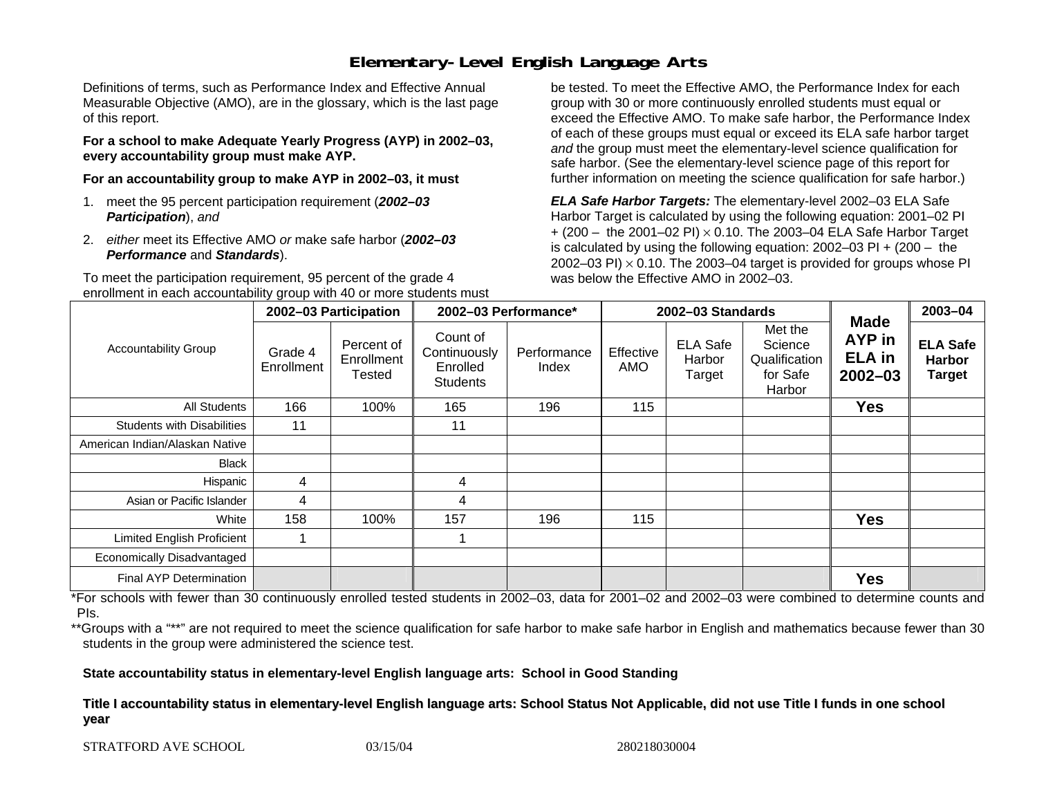# Elementary-Level English Language Arts

Definitions of terms, such as Performance Index and Effective Annual Measurable Objective (AMO), are in the glossary, which is the last page of this report.

**For a school to make Adequate Yearly Progress (AYP) in 2002–03, every accountability group must make AYP.**

**For an accountability group to make AYP in 2002–03, it must**

1. meet the 95 percent participation requirement (***2002–03 Participation***), *and*
2. *either* meet its Effective AMO *or* make safe harbor (***2002–03 Performance*** and ***Standards***).

To meet the participation requirement, 95 percent of the grade 4 enrollment in each accountability group with 40 or more students must be tested. To meet the Effective AMO, the Performance Index for each group with 30 or more continuously enrolled students must equal or exceed the Effective AMO. To make safe harbor, the Performance Index of each of these groups must equal or exceed its ELA safe harbor target *and* the group must meet the elementary-level science qualification for safe harbor. (See the elementary-level science page of this report for further information on meeting the science qualification for safe harbor.)

***ELA Safe Harbor Targets:*** The elementary-level 2002–03 ELA Safe Harbor Target is calculated by using the following equation: 2001–02 PI + (200 – the 2001–02 PI) $\times$ 0.10. The 2003–04 ELA Safe Harbor Target is calculated by using the following equation: 2002–03 PI + (200 – the 2002–03 PI) $\times$ 0.10. The 2003–04 target is provided for groups whose PI was below the Effective AMO in 2002–03.

| Accountability Group | 2002–03 Participation | | 2002–03 Performance* | | 2002–03 Standards | | | Made AYP in ELA in 2002–03 | 2003–04 |
|---|---|---|---|---|---|---|---|---|---|
| | Grade 4 Enrollment | Percent of Enrollment Tested | Count of Continuously Enrolled Students | Performance Index | Effective AMO | ELA Safe Harbor Target | Met the Science Qualification for Safe Harbor | | ELA Safe Harbor Target |
| All Students | 166 | 100% | 165 | 196 | 115 | | | **Yes** | |
| Students with Disabilities | 11 | | 11 | | | | | | |
| American Indian/Alaskan Native | | | | | | | | | |
| Black | | | | | | | | | |
| Hispanic | 4 | | 4 | | | | | | |
| Asian or Pacific Islander | 4 | | 4 | | | | | | |
| White | 158 | 100% | 157 | 196 | 115 | | | **Yes** | |
| Limited English Proficient | 1 | | 1 | | | | | | |
| Economically Disadvantaged | | | | | | | | | |
| Final AYP Determination | | | | | | | | **Yes** | |

*For schools with fewer than 30 continuously enrolled tested students in 2002–03, data for 2001–02 and 2002–03 were combined to determine counts and PIs.

**Groups with a "**" are not required to meet the science qualification for safe harbor to make safe harbor in English and mathematics because fewer than 30 students in the group were administered the science test.

**State accountability status in elementary-level English language arts: School in Good Standing**

**Title I accountability status in elementary-level English language arts: School Status Not Applicable, did not use Title I funds in one school year**

STRATFORD AVE SCHOOL 03/15/04 280218030004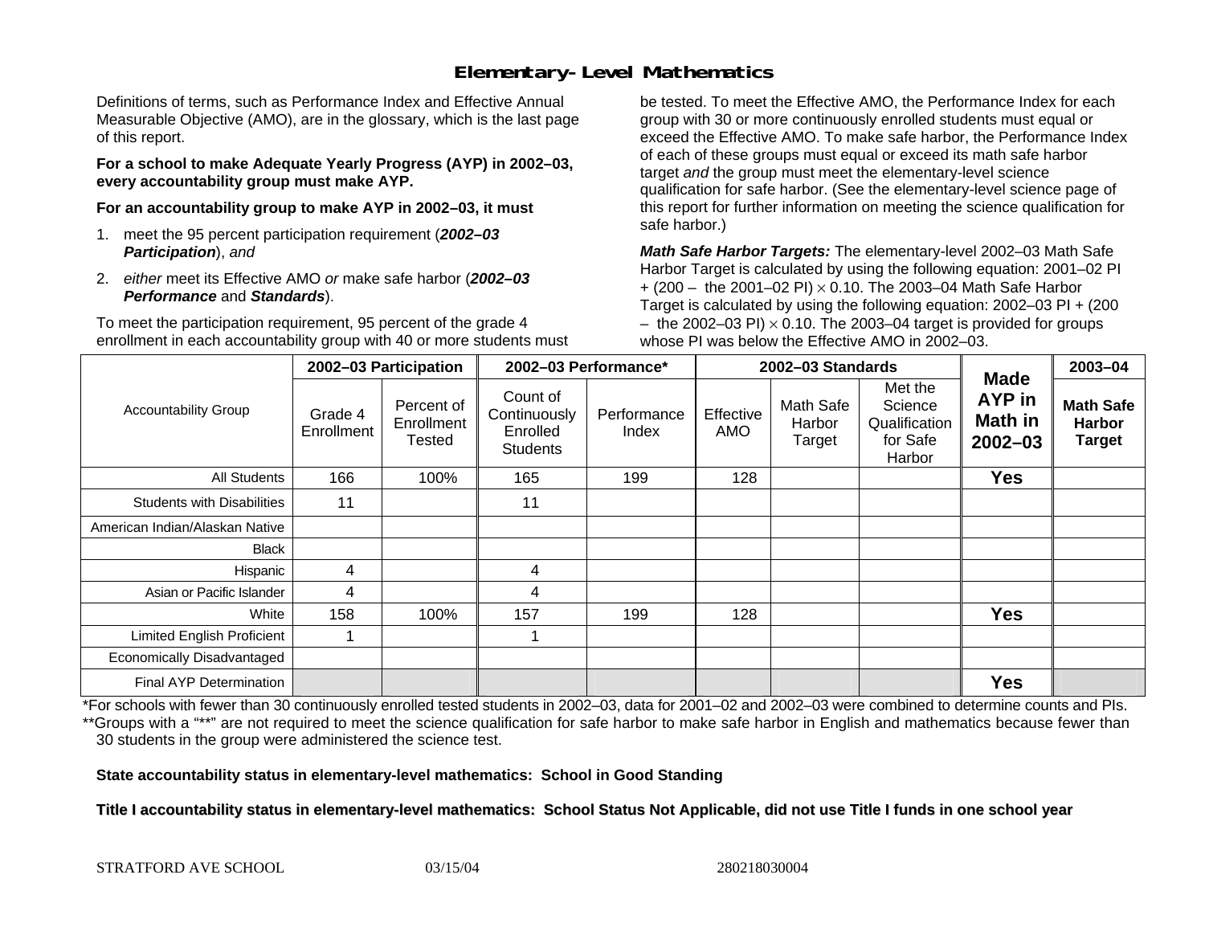# Elementary-Level Mathematics

Definitions of terms, such as Performance Index and Effective Annual Measurable Objective (AMO), are in the glossary, which is the last page of this report.

**For a school to make Adequate Yearly Progress (AYP) in 2002–03, every accountability group must make AYP.**

**For an accountability group to make AYP in 2002–03, it must**

1. meet the 95 percent participation requirement (***2002–03 Participation***), *and*
2. *either* meet its Effective AMO *or* make safe harbor (***2002–03 Performance*** and ***Standards***).

To meet the participation requirement, 95 percent of the grade 4 enrollment in each accountability group with 40 or more students must be tested. To meet the Effective AMO, the Performance Index for each group with 30 or more continuously enrolled students must equal or exceed the Effective AMO. To make safe harbor, the Performance Index of each of these groups must equal or exceed its math safe harbor target *and* the group must meet the elementary-level science qualification for safe harbor. (See the elementary-level science page of this report for further information on meeting the science qualification for safe harbor.)

***Math Safe Harbor Targets:*** The elementary-level 2002–03 Math Safe Harbor Target is calculated by using the following equation: 2001–02 PI + (200 – the 2001–02 PI) $\times$ 0.10. The 2003–04 Math Safe Harbor Target is calculated by using the following equation: 2002–03 PI + (200 – the 2002–03 PI) $\times$ 0.10. The 2003–04 target is provided for groups whose PI was below the Effective AMO in 2002–03.

| Accountability Group | 2002–03 Participation | | 2002–03 Performance* | | 2002–03 Standards | | | Made AYP in Math in 2002–03 | 2003–04 |
|---|---|---|---|---|---|---|---|---|---|
| | Grade 4 Enrollment | Percent of Enrollment Tested | Count of Continuously Enrolled Students | Performance Index | Effective AMO | Math Safe Harbor Target | Met the Science Qualification for Safe Harbor | | Math Safe Harbor Target |
| All Students | 166 | 100% | 165 | 199 | 128 | | | **Yes** | |
| Students with Disabilities | 11 | | 11 | | | | | | |
| American Indian/Alaskan Native | | | | | | | | | |
| Black | | | | | | | | | |
| Hispanic | 4 | | 4 | | | | | | |
| Asian or Pacific Islander | 4 | | 4 | | | | | | |
| White | 158 | 100% | 157 | 199 | 128 | | | **Yes** | |
| Limited English Proficient | 1 | | 1 | | | | | | |
| Economically Disadvantaged | | | | | | | | | |
| Final AYP Determination | | | | | | | | **Yes** | |

*For schools with fewer than 30 continuously enrolled tested students in 2002–03, data for 2001–02 and 2002–03 were combined to determine counts and PIs.

**Groups with a "**" are not required to meet the science qualification for safe harbor to make safe harbor in English and mathematics because fewer than 30 students in the group were administered the science test.

**State accountability status in elementary-level mathematics: School in Good Standing**

**Title I accountability status in elementary-level mathematics: School Status Not Applicable, did not use Title I funds in one school year**

STRATFORD AVE SCHOOL 03/15/04 280218030004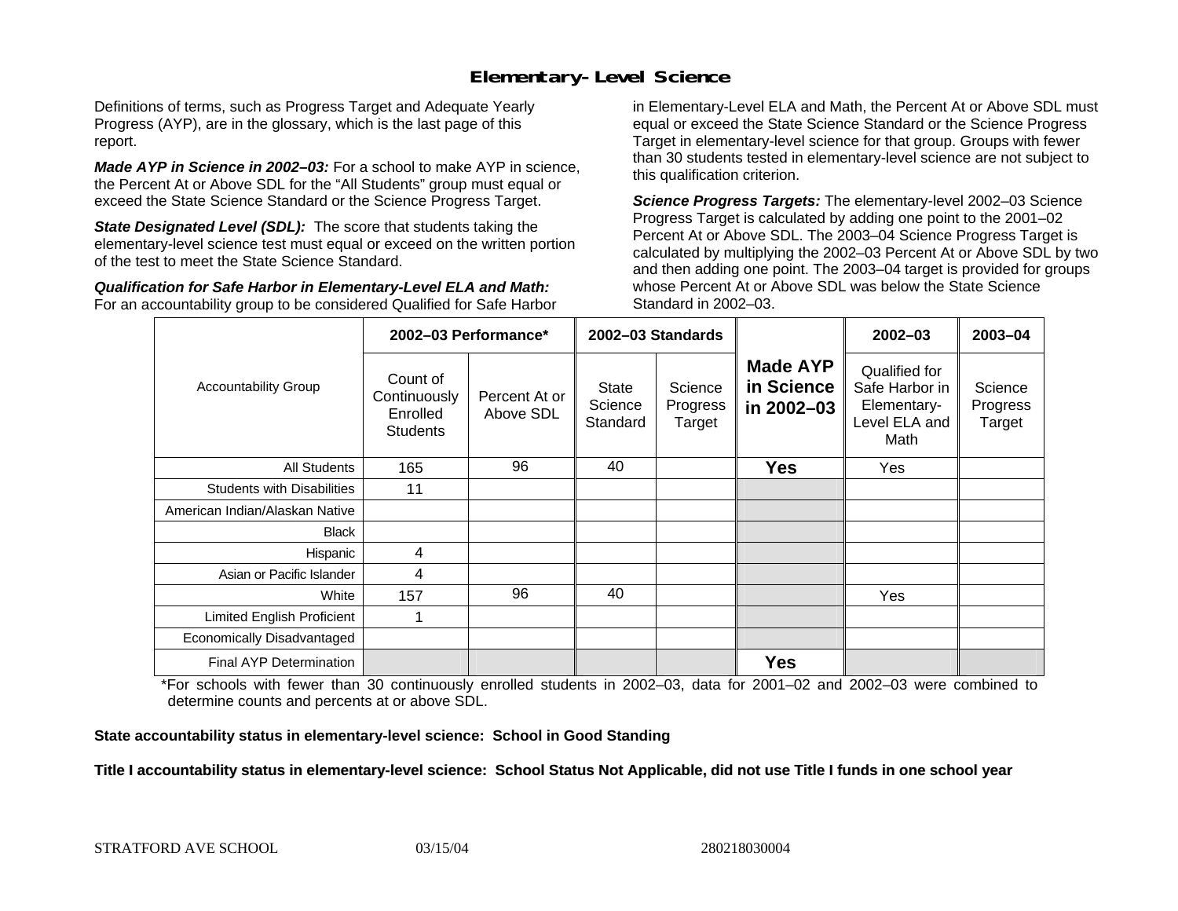## Elementary-Level Science

Definitions of terms, such as Progress Target and Adequate Yearly Progress (AYP), are in the glossary, which is the last page of this report.

***Made AYP in Science in 2002–03:*** For a school to make AYP in science, the Percent At or Above SDL for the "All Students" group must equal or exceed the State Science Standard or the Science Progress Target.

***State Designated Level (SDL):*** The score that students taking the elementary-level science test must equal or exceed on the written portion of the test to meet the State Science Standard.

***Qualification for Safe Harbor in Elementary-Level ELA and Math:*** For an accountability group to be considered Qualified for Safe Harbor in Elementary-Level ELA and Math, the Percent At or Above SDL must equal or exceed the State Science Standard or the Science Progress Target in elementary-level science for that group. Groups with fewer than 30 students tested in elementary-level science are not subject to this qualification criterion.

***Science Progress Targets:*** The elementary-level 2002–03 Science Progress Target is calculated by adding one point to the 2001–02 Percent At or Above SDL. The 2003–04 Science Progress Target is calculated by multiplying the 2002–03 Percent At or Above SDL by two and then adding one point. The 2003–04 target is provided for groups whose Percent At or Above SDL was below the State Science Standard in 2002–03.

| Accountability Group | 2002–03 Performance* | | 2002–03 Standards | | Made AYP in Science in 2002–03 | 2002–03 | 2003–04 |
|---|---|---|---|---|---|---|---|
| | Count of Continuously Enrolled Students | Percent At or Above SDL | State Science Standard | Science Progress Target | | Qualified for Safe Harbor in Elementary-Level ELA and Math | Science Progress Target |
| All Students | 165 | 96 | 40 | | **Yes** | Yes | |
| Students with Disabilities | 11 | | | | | | |
| American Indian/Alaskan Native | | | | | | | |
| Black | | | | | | | |
| Hispanic | 4 | | | | | | |
| Asian or Pacific Islander | 4 | | | | | | |
| White | 157 | 96 | 40 | | | Yes | |
| Limited English Proficient | 1 | | | | | | |
| Economically Disadvantaged | | | | | | | |
| Final AYP Determination | | | | | **Yes** | | |

*For schools with fewer than 30 continuously enrolled students in 2002–03, data for 2001–02 and 2002–03 were combined to determine counts and percents at or above SDL.

**State accountability status in elementary-level science: School in Good Standing**

**Title I accountability status in elementary-level science: School Status Not Applicable, did not use Title I funds in one school year**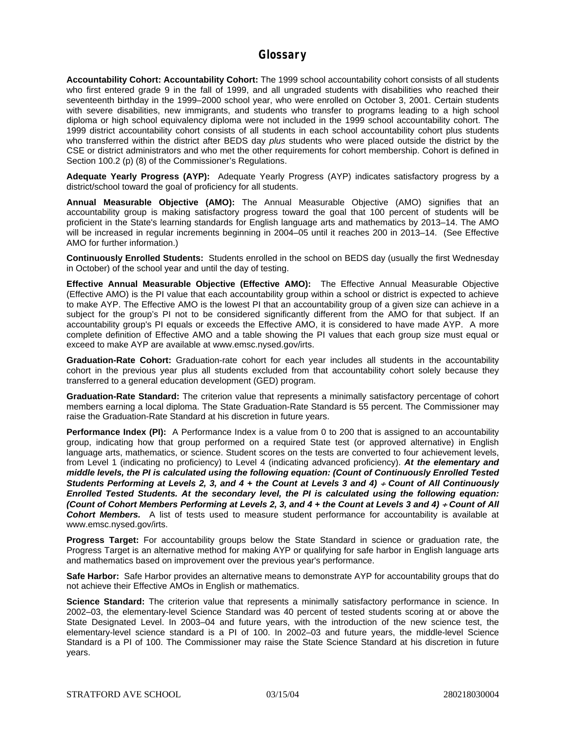# Glossary

**Accountability Cohort: Accountability Cohort:** The 1999 school accountability cohort consists of all students who first entered grade 9 in the fall of 1999, and all ungraded students with disabilities who reached their seventeenth birthday in the 1999–2000 school year, who were enrolled on October 3, 2001. Certain students with severe disabilities, new immigrants, and students who transfer to programs leading to a high school diploma or high school equivalency diploma were not included in the 1999 school accountability cohort. The 1999 district accountability cohort consists of all students in each school accountability cohort plus students who transferred within the district after BEDS day *plus* students who were placed outside the district by the CSE or district administrators and who met the other requirements for cohort membership. Cohort is defined in Section 100.2 (p) (8) of the Commissioner's Regulations.

**Adequate Yearly Progress (AYP):** Adequate Yearly Progress (AYP) indicates satisfactory progress by a district/school toward the goal of proficiency for all students.

**Annual Measurable Objective (AMO):** The Annual Measurable Objective (AMO) signifies that an accountability group is making satisfactory progress toward the goal that 100 percent of students will be proficient in the State's learning standards for English language arts and mathematics by 2013–14. The AMO will be increased in regular increments beginning in 2004–05 until it reaches 200 in 2013–14. (See Effective AMO for further information.)

**Continuously Enrolled Students:** Students enrolled in the school on BEDS day (usually the first Wednesday in October) of the school year and until the day of testing.

**Effective Annual Measurable Objective (Effective AMO):** The Effective Annual Measurable Objective (Effective AMO) is the PI value that each accountability group within a school or district is expected to achieve to make AYP. The Effective AMO is the lowest PI that an accountability group of a given size can achieve in a subject for the group's PI not to be considered significantly different from the AMO for that subject. If an accountability group's PI equals or exceeds the Effective AMO, it is considered to have made AYP. A more complete definition of Effective AMO and a table showing the PI values that each group size must equal or exceed to make AYP are available at www.emsc.nysed.gov/irts.

**Graduation-Rate Cohort:** Graduation-rate cohort for each year includes all students in the accountability cohort in the previous year plus all students excluded from that accountability cohort solely because they transferred to a general education development (GED) program.

**Graduation-Rate Standard:** The criterion value that represents a minimally satisfactory percentage of cohort members earning a local diploma. The State Graduation-Rate Standard is 55 percent. The Commissioner may raise the Graduation-Rate Standard at his discretion in future years.

**Performance Index (PI):** A Performance Index is a value from 0 to 200 that is assigned to an accountability group, indicating how that group performed on a required State test (or approved alternative) in English language arts, mathematics, or science. Student scores on the tests are converted to four achievement levels, from Level 1 (indicating no proficiency) to Level 4 (indicating advanced proficiency). ***At the elementary and middle levels, the PI is calculated using the following equation: (Count of Continuously Enrolled Tested Students Performing at Levels 2, 3, and 4 + the Count at Levels 3 and 4) ÷ Count of All Continuously Enrolled Tested Students. At the secondary level, the PI is calculated using the following equation: (Count of Cohort Members Performing at Levels 2, 3, and 4 + the Count at Levels 3 and 4) ÷ Count of All Cohort Members.*** A list of tests used to measure student performance for accountability is available at www.emsc.nysed.gov/irts.

**Progress Target:** For accountability groups below the State Standard in science or graduation rate, the Progress Target is an alternative method for making AYP or qualifying for safe harbor in English language arts and mathematics based on improvement over the previous year's performance.

**Safe Harbor:** Safe Harbor provides an alternative means to demonstrate AYP for accountability groups that do not achieve their Effective AMOs in English or mathematics.

**Science Standard:** The criterion value that represents a minimally satisfactory performance in science. In 2002–03, the elementary-level Science Standard was 40 percent of tested students scoring at or above the State Designated Level. In 2003–04 and future years, with the introduction of the new science test, the elementary-level science standard is a PI of 100. In 2002–03 and future years, the middle-level Science Standard is a PI of 100. The Commissioner may raise the State Science Standard at his discretion in future years.